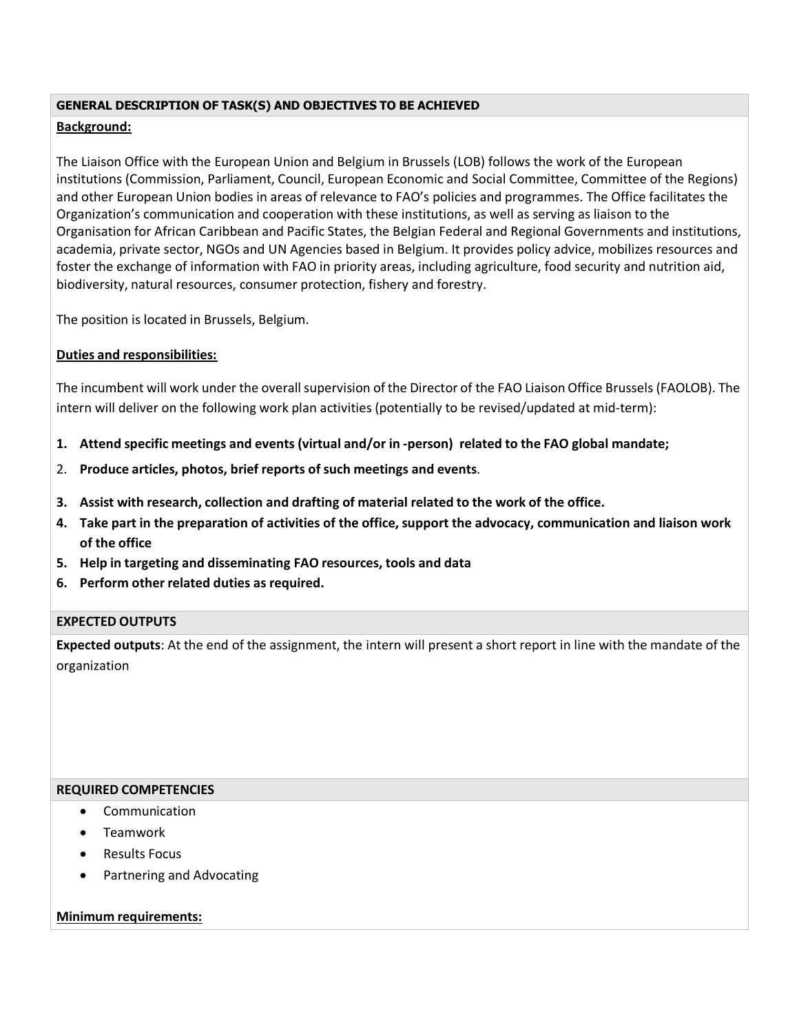## GENERAL DESCRIPTION OF TASK(S) AND OBJECTIVES TO BE ACHIEVED

**Background:**

The Liaison Office with the European Union and Belgium in Brussels (LOB) follows the work of the European institutions (Commission, Parliament, Council, European Economic and Social Committee, Committee of the Regions) and other European Union bodies in areas of relevance to FAO's policies and programmes. The Office facilitates the Organization's communication and cooperation with these institutions, as well as serving as liaison to the Organisation for African Caribbean and Pacific States, the Belgian Federal and Regional Governments and institutions, academia, private sector, NGOs and UN Agencies based in Belgium. It provides policy advice, mobilizes resources and foster the exchange of information with FAO in priority areas, including agriculture, food security and nutrition aid, biodiversity, natural resources, consumer protection, fishery and forestry.

The position is located in Brussels, Belgium.

**Duties and responsibilities:**

The incumbent will work under the overall supervision of the Director of the FAO Liaison Office Brussels (FAOLOB). The intern will deliver on the following work plan activities (potentially to be revised/updated at mid-term):

1. **Attend specific meetings and events (virtual and/or in -person) related to the FAO global mandate;**
2. **Produce articles, photos, brief reports of such meetings and events**.
3. **Assist with research, collection and drafting of material related to the work of the office.**
4. **Take part in the preparation of activities of the office, support the advocacy, communication and liaison work of the office**
5. **Help in targeting and disseminating FAO resources, tools and data**
6. **Perform other related duties as required.**

## EXPECTED OUTPUTS

**Expected outputs**: At the end of the assignment, the intern will present a short report in line with the mandate of the organization

## REQUIRED COMPETENCIES

- Communication
- Teamwork
- Results Focus
- Partnering and Advocating

**Minimum requirements:**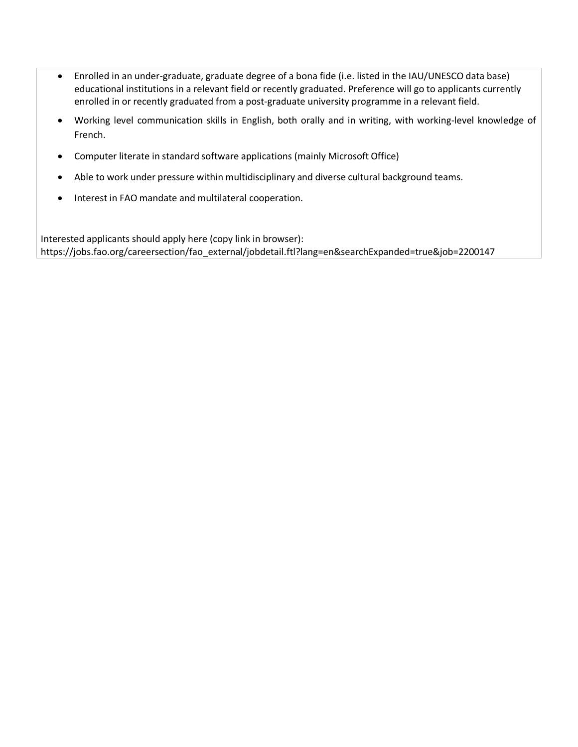- Enrolled in an under-graduate, graduate degree of a bona fide (i.e. listed in the IAU/UNESCO data base) educational institutions in a relevant field or recently graduated. Preference will go to applicants currently enrolled in or recently graduated from a post-graduate university programme in a relevant field.
- Working level communication skills in English, both orally and in writing, with working-level knowledge of French.
- Computer literate in standard software applications (mainly Microsoft Office)
- Able to work under pressure within multidisciplinary and diverse cultural background teams.
- Interest in FAO mandate and multilateral cooperation.

Interested applicants should apply here (copy link in browser):
https://jobs.fao.org/careersection/fao_external/jobdetail.ftl?lang=en&searchExpanded=true&job=2200147